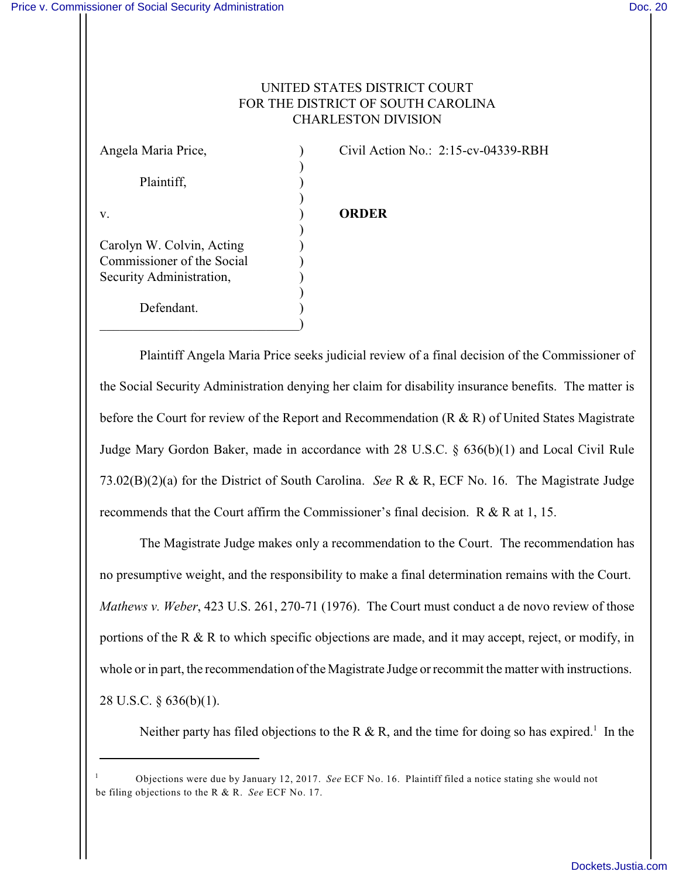UNITED STATES DISTRICT COURT
FOR THE DISTRICT OF SOUTH CAROLINA
CHARLESTON DIVISION

| | | |
|---|---|---|
| Angela Maria Price,<br><br>Plaintiff,<br><br>v.<br><br>Carolyn W. Colvin, Acting Commissioner of the Social Security Administration,<br><br>Defendant. | ) | Civil Action No.: 2:15-cv-04339-RBH<br><br><br><br>**ORDER** |

Plaintiff Angela Maria Price seeks judicial review of a final decision of the Commissioner of the Social Security Administration denying her claim for disability insurance benefits. The matter is before the Court for review of the Report and Recommendation (R & R) of United States Magistrate Judge Mary Gordon Baker, made in accordance with 28 U.S.C. § 636(b)(1) and Local Civil Rule 73.02(B)(2)(a) for the District of South Carolina. *See* R & R, ECF No. 16. The Magistrate Judge recommends that the Court affirm the Commissioner's final decision. R & R at 1, 15.

The Magistrate Judge makes only a recommendation to the Court. The recommendation has no presumptive weight, and the responsibility to make a final determination remains with the Court. *Mathews v. Weber*, 423 U.S. 261, 270-71 (1976). The Court must conduct a de novo review of those portions of the R & R to which specific objections are made, and it may accept, reject, or modify, in whole or in part, the recommendation of the Magistrate Judge or recommit the matter with instructions. 28 U.S.C. § 636(b)(1).

Neither party has filed objections to the R & R, and the time for doing so has expired.[1] In the

[1] Objections were due by January 12, 2017. *See* ECF No. 16. Plaintiff filed a notice stating she would not be filing objections to the R & R. *See* ECF No. 17.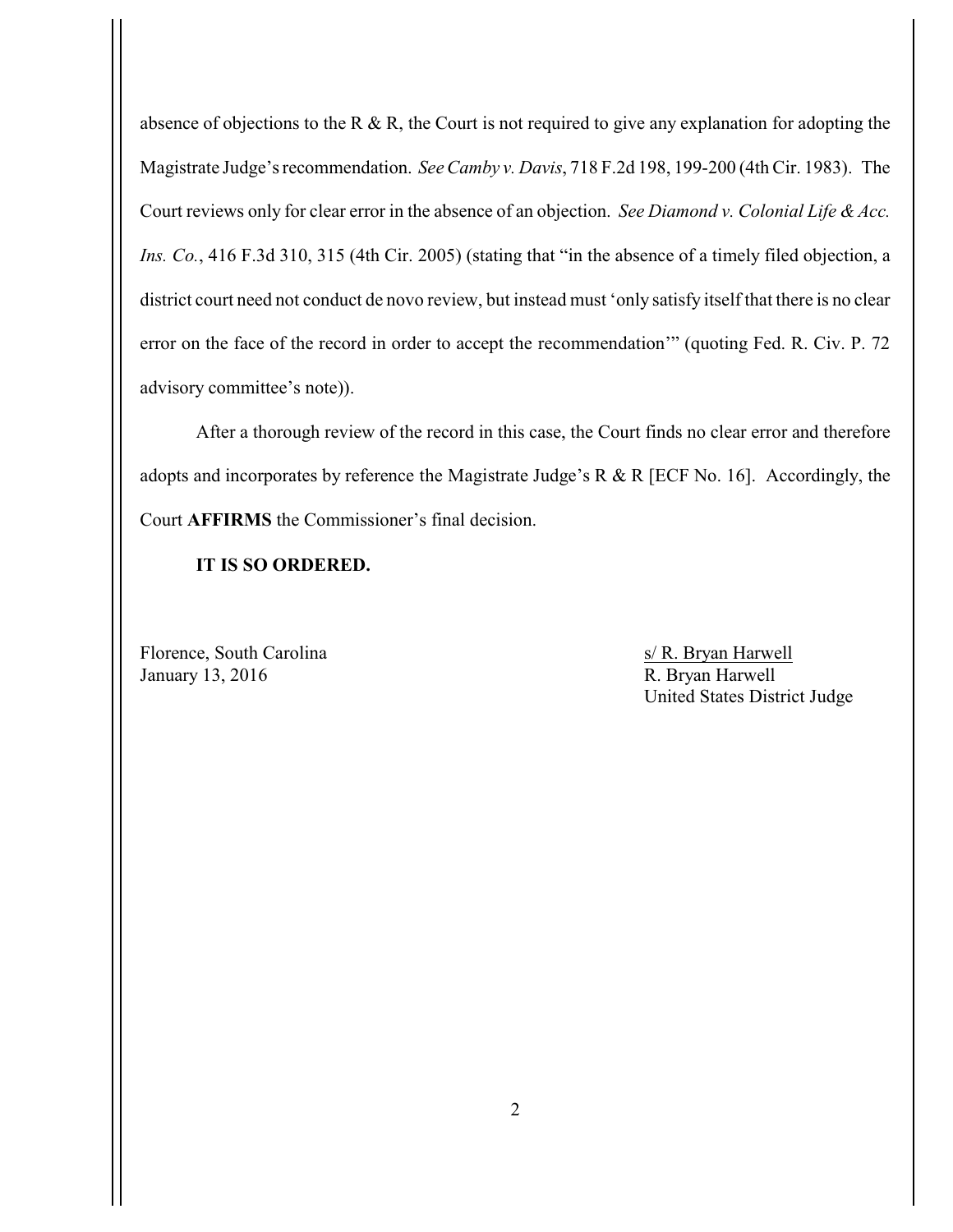absence of objections to the R & R, the Court is not required to give any explanation for adopting the Magistrate Judge's recommendation. *See Camby v. Davis*, 718 F.2d 198, 199-200 (4th Cir. 1983). The Court reviews only for clear error in the absence of an objection. *See Diamond v. Colonial Life & Acc. Ins. Co.*, 416 F.3d 310, 315 (4th Cir. 2005) (stating that "in the absence of a timely filed objection, a district court need not conduct de novo review, but instead must 'only satisfy itself that there is no clear error on the face of the record in order to accept the recommendation'" (quoting Fed. R. Civ. P. 72 advisory committee's note)).

After a thorough review of the record in this case, the Court finds no clear error and therefore adopts and incorporates by reference the Magistrate Judge's R & R [ECF No. 16]. Accordingly, the Court **AFFIRMS** the Commissioner's final decision.

**IT IS SO ORDERED.**

Florence, South Carolina
January 13, 2016

s/ R. Bryan Harwell
R. Bryan Harwell
United States District Judge